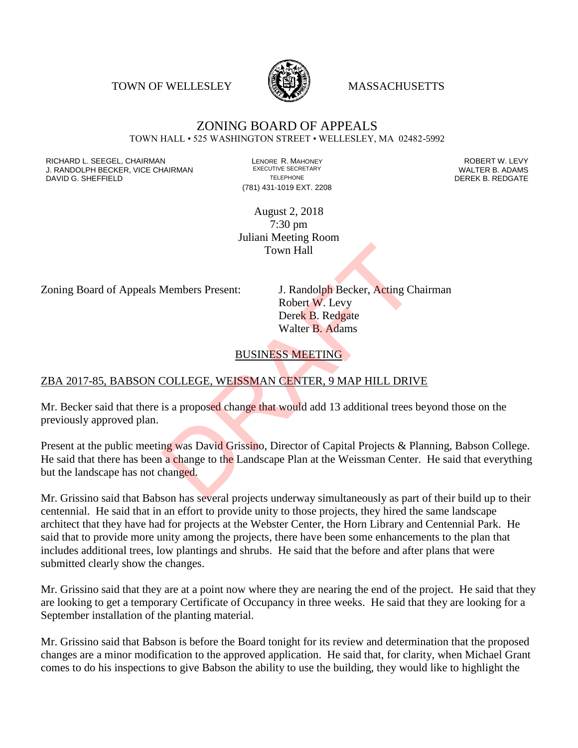TOWN OF WELLESLEY MASSACHUSETTS

# ZONING BOARD OF APPEALS

TOWN HALL • 525 WASHINGTON STREET • WELLESLEY, MA 02482-5992

RICHARD L. SEEGEL, CHAIRMAN
J. RANDOLPH BECKER, VICE CHAIRMAN
DAVID G. SHEFFIELD

LENORE R. MAHONEY
EXECUTIVE SECRETARY
TELEPHONE
(781) 431-1019 EXT. 2208

ROBERT W. LEVY
WALTER B. ADAMS
DEREK B. REDGATE

August 2, 2018
7:30 pm
Juliani Meeting Room
Town Hall

Zoning Board of Appeals Members Present: J. Randolph Becker, Acting Chairman
Robert W. Levy
Derek B. Redgate
Walter B. Adams

## BUSINESS MEETING

### ZBA 2017-85, BABSON COLLEGE, WEISSMAN CENTER, 9 MAP HILL DRIVE

Mr. Becker said that there is a proposed change that would add 13 additional trees beyond those on the previously approved plan.

Present at the public meeting was David Grissino, Director of Capital Projects & Planning, Babson College. He said that there has been a change to the Landscape Plan at the Weissman Center. He said that everything but the landscape has not changed.

Mr. Grissino said that Babson has several projects underway simultaneously as part of their build up to their centennial. He said that in an effort to provide unity to those projects, they hired the same landscape architect that they have had for projects at the Webster Center, the Horn Library and Centennial Park. He said that to provide more unity among the projects, there have been some enhancements to the plan that includes additional trees, low plantings and shrubs. He said that the before and after plans that were submitted clearly show the changes.

Mr. Grissino said that they are at a point now where they are nearing the end of the project. He said that they are looking to get a temporary Certificate of Occupancy in three weeks. He said that they are looking for a September installation of the planting material.

Mr. Grissino said that Babson is before the Board tonight for its review and determination that the proposed changes are a minor modification to the approved application. He said that, for clarity, when Michael Grant comes to do his inspections to give Babson the ability to use the building, they would like to highlight the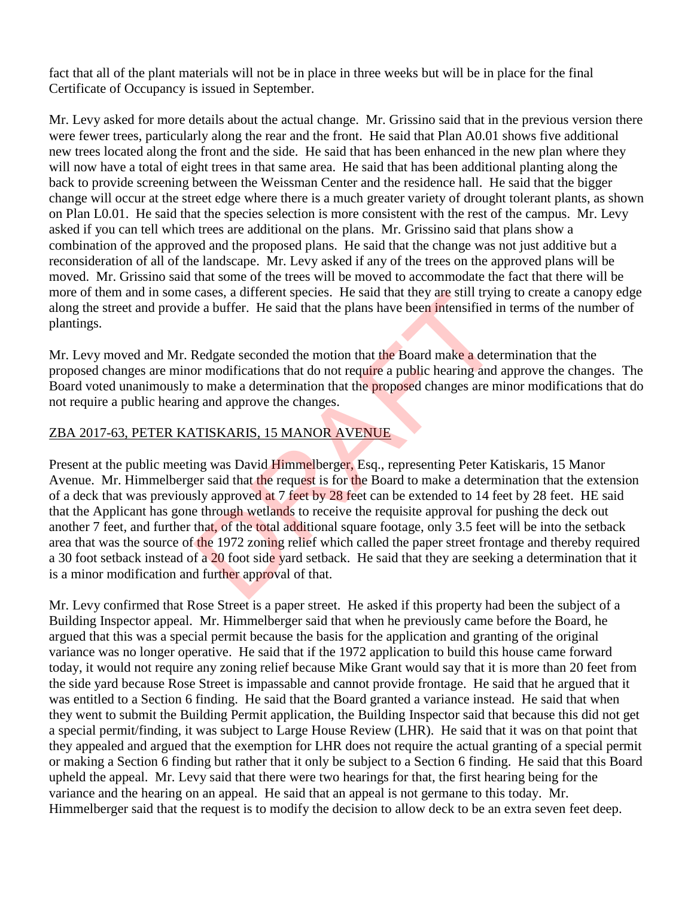fact that all of the plant materials will not be in place in three weeks but will be in place for the final Certificate of Occupancy is issued in September.

Mr. Levy asked for more details about the actual change. Mr. Grissino said that in the previous version there were fewer trees, particularly along the rear and the front. He said that Plan A0.01 shows five additional new trees located along the front and the side. He said that has been enhanced in the new plan where they will now have a total of eight trees in that same area. He said that has been additional planting along the back to provide screening between the Weissman Center and the residence hall. He said that the bigger change will occur at the street edge where there is a much greater variety of drought tolerant plants, as shown on Plan L0.01. He said that the species selection is more consistent with the rest of the campus. Mr. Levy asked if you can tell which trees are additional on the plans. Mr. Grissino said that plans show a combination of the approved and the proposed plans. He said that the change was not just additive but a reconsideration of all of the landscape. Mr. Levy asked if any of the trees on the approved plans will be moved. Mr. Grissino said that some of the trees will be moved to accommodate the fact that there will be more of them and in some cases, a different species. He said that they are still trying to create a canopy edge along the street and provide a buffer. He said that the plans have been intensified in terms of the number of plantings.

Mr. Levy moved and Mr. Redgate seconded the motion that the Board make a determination that the proposed changes are minor modifications that do not require a public hearing and approve the changes. The Board voted unanimously to make a determination that the proposed changes are minor modifications that do not require a public hearing and approve the changes.

ZBA 2017-63, PETER KATISKARIS, 15 MANOR AVENUE

Present at the public meeting was David Himmelberger, Esq., representing Peter Katiskaris, 15 Manor Avenue. Mr. Himmelberger said that the request is for the Board to make a determination that the extension of a deck that was previously approved at 7 feet by 28 feet can be extended to 14 feet by 28 feet. HE said that the Applicant has gone through wetlands to receive the requisite approval for pushing the deck out another 7 feet, and further that, of the total additional square footage, only 3.5 feet will be into the setback area that was the source of the 1972 zoning relief which called the paper street frontage and thereby required a 30 foot setback instead of a 20 foot side yard setback. He said that they are seeking a determination that it is a minor modification and further approval of that.

Mr. Levy confirmed that Rose Street is a paper street. He asked if this property had been the subject of a Building Inspector appeal. Mr. Himmelberger said that when he previously came before the Board, he argued that this was a special permit because the basis for the application and granting of the original variance was no longer operative. He said that if the 1972 application to build this house came forward today, it would not require any zoning relief because Mike Grant would say that it is more than 20 feet from the side yard because Rose Street is impassable and cannot provide frontage. He said that he argued that it was entitled to a Section 6 finding. He said that the Board granted a variance instead. He said that when they went to submit the Building Permit application, the Building Inspector said that because this did not get a special permit/finding, it was subject to Large House Review (LHR). He said that it was on that point that they appealed and argued that the exemption for LHR does not require the actual granting of a special permit or making a Section 6 finding but rather that it only be subject to a Section 6 finding. He said that this Board upheld the appeal. Mr. Levy said that there were two hearings for that, the first hearing being for the variance and the hearing on an appeal. He said that an appeal is not germane to this today. Mr. Himmelberger said that the request is to modify the decision to allow deck to be an extra seven feet deep.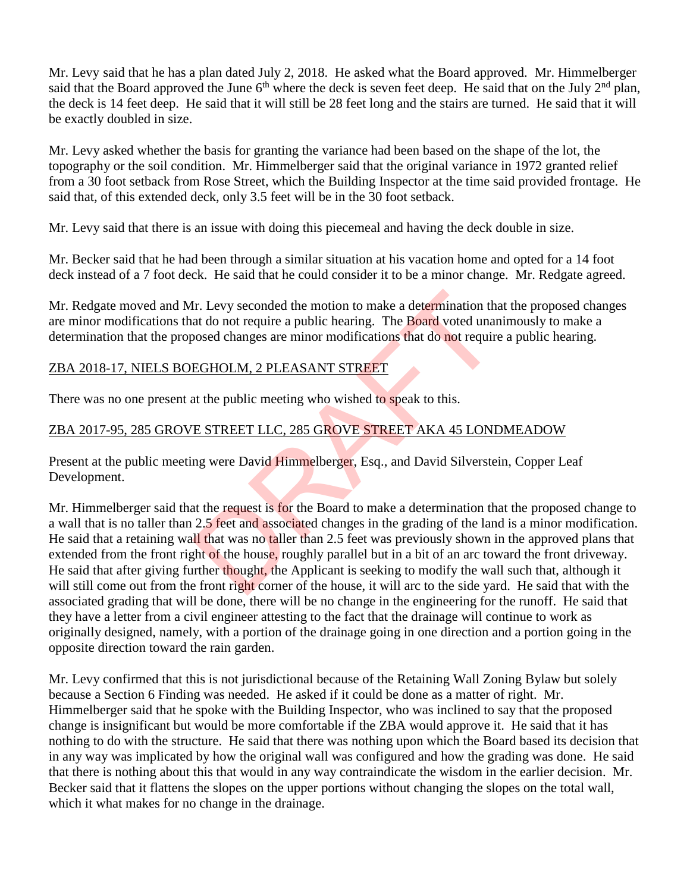Mr. Levy said that he has a plan dated July 2, 2018. He asked what the Board approved. Mr. Himmelberger said that the Board approved the June 6th where the deck is seven feet deep. He said that on the July 2nd plan, the deck is 14 feet deep. He said that it will still be 28 feet long and the stairs are turned. He said that it will be exactly doubled in size.

Mr. Levy asked whether the basis for granting the variance had been based on the shape of the lot, the topography or the soil condition. Mr. Himmelberger said that the original variance in 1972 granted relief from a 30 foot setback from Rose Street, which the Building Inspector at the time said provided frontage. He said that, of this extended deck, only 3.5 feet will be in the 30 foot setback.

Mr. Levy said that there is an issue with doing this piecemeal and having the deck double in size.

Mr. Becker said that he had been through a similar situation at his vacation home and opted for a 14 foot deck instead of a 7 foot deck. He said that he could consider it to be a minor change. Mr. Redgate agreed.

Mr. Redgate moved and Mr. Levy seconded the motion to make a determination that the proposed changes are minor modifications that do not require a public hearing. The Board voted unanimously to make a determination that the proposed changes are minor modifications that do not require a public hearing.

ZBA 2018-17, NIELS BOEGHOLM, 2 PLEASANT STREET

There was no one present at the public meeting who wished to speak to this.

ZBA 2017-95, 285 GROVE STREET LLC, 285 GROVE STREET AKA 45 LONDMEADOW

Present at the public meeting were David Himmelberger, Esq., and David Silverstein, Copper Leaf Development.

Mr. Himmelberger said that the request is for the Board to make a determination that the proposed change to a wall that is no taller than 2.5 feet and associated changes in the grading of the land is a minor modification. He said that a retaining wall that was no taller than 2.5 feet was previously shown in the approved plans that extended from the front right of the house, roughly parallel but in a bit of an arc toward the front driveway. He said that after giving further thought, the Applicant is seeking to modify the wall such that, although it will still come out from the front right corner of the house, it will arc to the side yard. He said that with the associated grading that will be done, there will be no change in the engineering for the runoff. He said that they have a letter from a civil engineer attesting to the fact that the drainage will continue to work as originally designed, namely, with a portion of the drainage going in one direction and a portion going in the opposite direction toward the rain garden.

Mr. Levy confirmed that this is not jurisdictional because of the Retaining Wall Zoning Bylaw but solely because a Section 6 Finding was needed. He asked if it could be done as a matter of right. Mr. Himmelberger said that he spoke with the Building Inspector, who was inclined to say that the proposed change is insignificant but would be more comfortable if the ZBA would approve it. He said that it has nothing to do with the structure. He said that there was nothing upon which the Board based its decision that in any way was implicated by how the original wall was configured and how the grading was done. He said that there is nothing about this that would in any way contraindicate the wisdom in the earlier decision. Mr. Becker said that it flattens the slopes on the upper portions without changing the slopes on the total wall, which it what makes for no change in the drainage.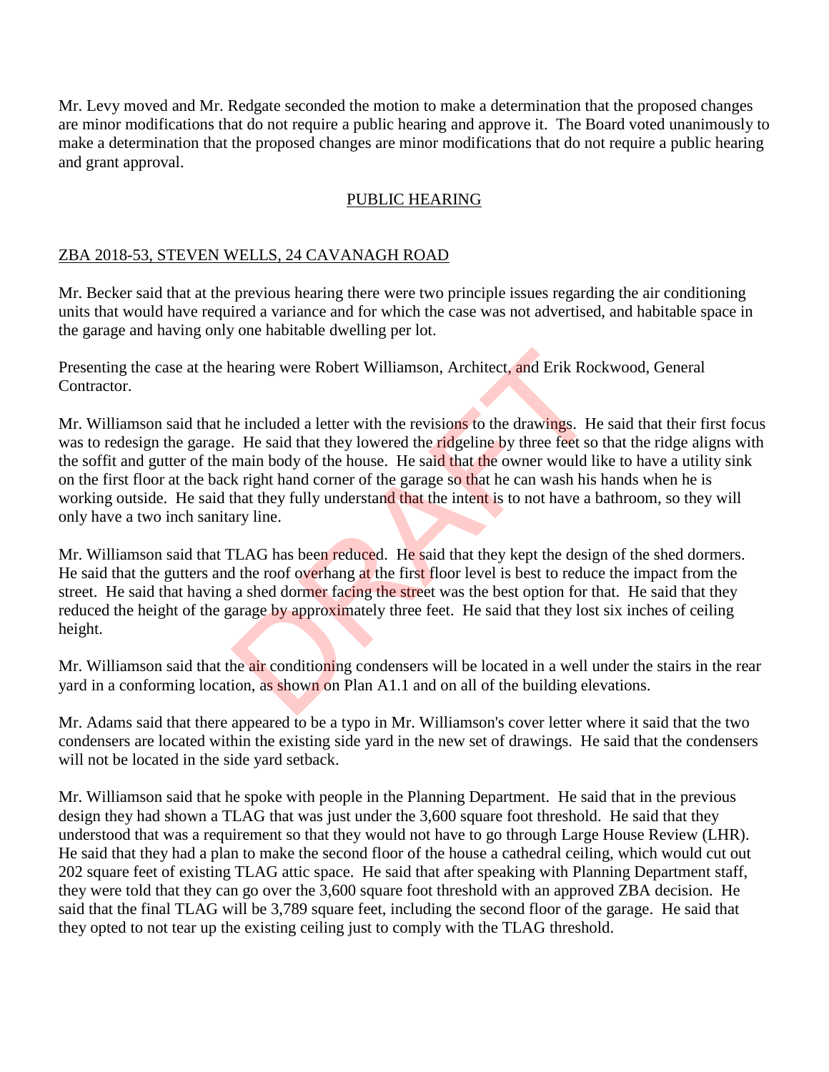Mr. Levy moved and Mr. Redgate seconded the motion to make a determination that the proposed changes are minor modifications that do not require a public hearing and approve it. The Board voted unanimously to make a determination that the proposed changes are minor modifications that do not require a public hearing and grant approval.

## PUBLIC HEARING

## ZBA 2018-53, STEVEN WELLS, 24 CAVANAGH ROAD

Mr. Becker said that at the previous hearing there were two principle issues regarding the air conditioning units that would have required a variance and for which the case was not advertised, and habitable space in the garage and having only one habitable dwelling per lot.

Presenting the case at the hearing were Robert Williamson, Architect, and Erik Rockwood, General Contractor.

Mr. Williamson said that he included a letter with the revisions to the drawings. He said that their first focus was to redesign the garage. He said that they lowered the ridgeline by three feet so that the ridge aligns with the soffit and gutter of the main body of the house. He said that the owner would like to have a utility sink on the first floor at the back right hand corner of the garage so that he can wash his hands when he is working outside. He said that they fully understand that the intent is to not have a bathroom, so they will only have a two inch sanitary line.

Mr. Williamson said that TLAG has been reduced. He said that they kept the design of the shed dormers. He said that the gutters and the roof overhang at the first floor level is best to reduce the impact from the street. He said that having a shed dormer facing the street was the best option for that. He said that they reduced the height of the garage by approximately three feet. He said that they lost six inches of ceiling height.

Mr. Williamson said that the air conditioning condensers will be located in a well under the stairs in the rear yard in a conforming location, as shown on Plan A1.1 and on all of the building elevations.

Mr. Adams said that there appeared to be a typo in Mr. Williamson's cover letter where it said that the two condensers are located within the existing side yard in the new set of drawings. He said that the condensers will not be located in the side yard setback.

Mr. Williamson said that he spoke with people in the Planning Department. He said that in the previous design they had shown a TLAG that was just under the 3,600 square foot threshold. He said that they understood that was a requirement so that they would not have to go through Large House Review (LHR). He said that they had a plan to make the second floor of the house a cathedral ceiling, which would cut out 202 square feet of existing TLAG attic space. He said that after speaking with Planning Department staff, they were told that they can go over the 3,600 square foot threshold with an approved ZBA decision. He said that the final TLAG will be 3,789 square feet, including the second floor of the garage. He said that they opted to not tear up the existing ceiling just to comply with the TLAG threshold.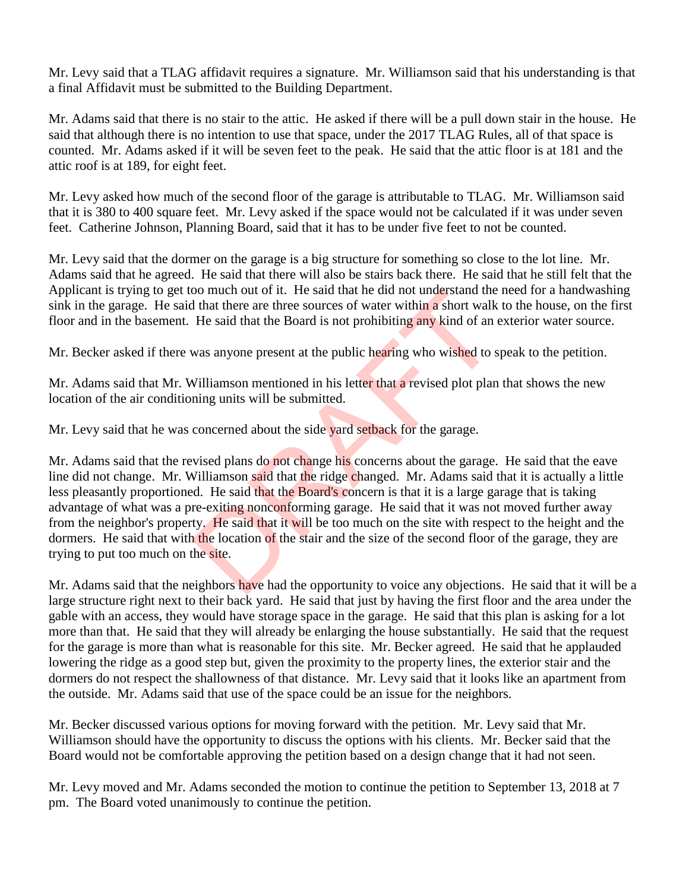Mr. Levy said that a TLAG affidavit requires a signature. Mr. Williamson said that his understanding is that a final Affidavit must be submitted to the Building Department.

Mr. Adams said that there is no stair to the attic. He asked if there will be a pull down stair in the house. He said that although there is no intention to use that space, under the 2017 TLAG Rules, all of that space is counted. Mr. Adams asked if it will be seven feet to the peak. He said that the attic floor is at 181 and the attic roof is at 189, for eight feet.

Mr. Levy asked how much of the second floor of the garage is attributable to TLAG. Mr. Williamson said that it is 380 to 400 square feet. Mr. Levy asked if the space would not be calculated if it was under seven feet. Catherine Johnson, Planning Board, said that it has to be under five feet to not be counted.

Mr. Levy said that the dormer on the garage is a big structure for something so close to the lot line. Mr. Adams said that he agreed. He said that there will also be stairs back there. He said that he still felt that the Applicant is trying to get too much out of it. He said that he did not understand the need for a handwashing sink in the garage. He said that there are three sources of water within a short walk to the house, on the first floor and in the basement. He said that the Board is not prohibiting any kind of an exterior water source.

Mr. Becker asked if there was anyone present at the public hearing who wished to speak to the petition.

Mr. Adams said that Mr. Williamson mentioned in his letter that a revised plot plan that shows the new location of the air conditioning units will be submitted.

Mr. Levy said that he was concerned about the side yard setback for the garage.

Mr. Adams said that the revised plans do not change his concerns about the garage. He said that the eave line did not change. Mr. Williamson said that the ridge changed. Mr. Adams said that it is actually a little less pleasantly proportioned. He said that the Board's concern is that it is a large garage that is taking advantage of what was a pre-exiting nonconforming garage. He said that it was not moved further away from the neighbor's property. He said that it will be too much on the site with respect to the height and the dormers. He said that with the location of the stair and the size of the second floor of the garage, they are trying to put too much on the site.

Mr. Adams said that the neighbors have had the opportunity to voice any objections. He said that it will be a large structure right next to their back yard. He said that just by having the first floor and the area under the gable with an access, they would have storage space in the garage. He said that this plan is asking for a lot more than that. He said that they will already be enlarging the house substantially. He said that the request for the garage is more than what is reasonable for this site. Mr. Becker agreed. He said that he applauded lowering the ridge as a good step but, given the proximity to the property lines, the exterior stair and the dormers do not respect the shallowness of that distance. Mr. Levy said that it looks like an apartment from the outside. Mr. Adams said that use of the space could be an issue for the neighbors.

Mr. Becker discussed various options for moving forward with the petition. Mr. Levy said that Mr. Williamson should have the opportunity to discuss the options with his clients. Mr. Becker said that the Board would not be comfortable approving the petition based on a design change that it had not seen.

Mr. Levy moved and Mr. Adams seconded the motion to continue the petition to September 13, 2018 at 7 pm. The Board voted unanimously to continue the petition.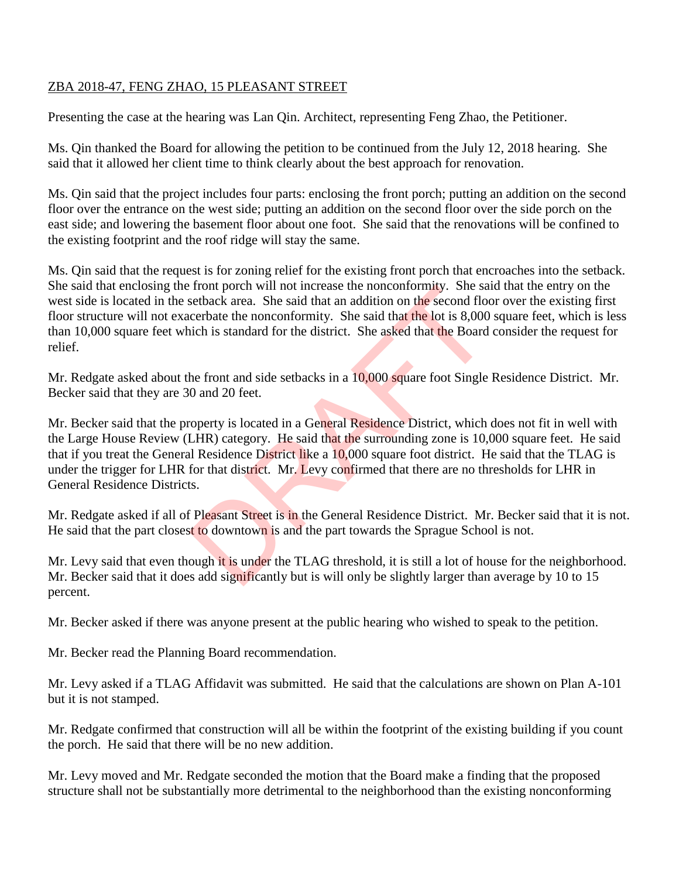ZBA 2018-47, FENG ZHAO, 15 PLEASANT STREET

Presenting the case at the hearing was Lan Qin. Architect, representing Feng Zhao, the Petitioner.

Ms. Qin thanked the Board for allowing the petition to be continued from the July 12, 2018 hearing. She said that it allowed her client time to think clearly about the best approach for renovation.

Ms. Qin said that the project includes four parts: enclosing the front porch; putting an addition on the second floor over the entrance on the west side; putting an addition on the second floor over the side porch on the east side; and lowering the basement floor about one foot. She said that the renovations will be confined to the existing footprint and the roof ridge will stay the same.

Ms. Qin said that the request is for zoning relief for the existing front porch that encroaches into the setback. She said that enclosing the front porch will not increase the nonconformity. She said that the entry on the west side is located in the setback area. She said that an addition on the second floor over the existing first floor structure will not exacerbate the nonconformity. She said that the lot is 8,000 square feet, which is less than 10,000 square feet which is standard for the district. She asked that the Board consider the request for relief.

Mr. Redgate asked about the front and side setbacks in a 10,000 square foot Single Residence District. Mr. Becker said that they are 30 and 20 feet.

Mr. Becker said that the property is located in a General Residence District, which does not fit in well with the Large House Review (LHR) category. He said that the surrounding zone is 10,000 square feet. He said that if you treat the General Residence District like a 10,000 square foot district. He said that the TLAG is under the trigger for LHR for that district. Mr. Levy confirmed that there are no thresholds for LHR in General Residence Districts.

Mr. Redgate asked if all of Pleasant Street is in the General Residence District. Mr. Becker said that it is not. He said that the part closest to downtown is and the part towards the Sprague School is not.

Mr. Levy said that even though it is under the TLAG threshold, it is still a lot of house for the neighborhood. Mr. Becker said that it does add significantly but is will only be slightly larger than average by 10 to 15 percent.

Mr. Becker asked if there was anyone present at the public hearing who wished to speak to the petition.

Mr. Becker read the Planning Board recommendation.

Mr. Levy asked if a TLAG Affidavit was submitted. He said that the calculations are shown on Plan A-101 but it is not stamped.

Mr. Redgate confirmed that construction will all be within the footprint of the existing building if you count the porch. He said that there will be no new addition.

Mr. Levy moved and Mr. Redgate seconded the motion that the Board make a finding that the proposed structure shall not be substantially more detrimental to the neighborhood than the existing nonconforming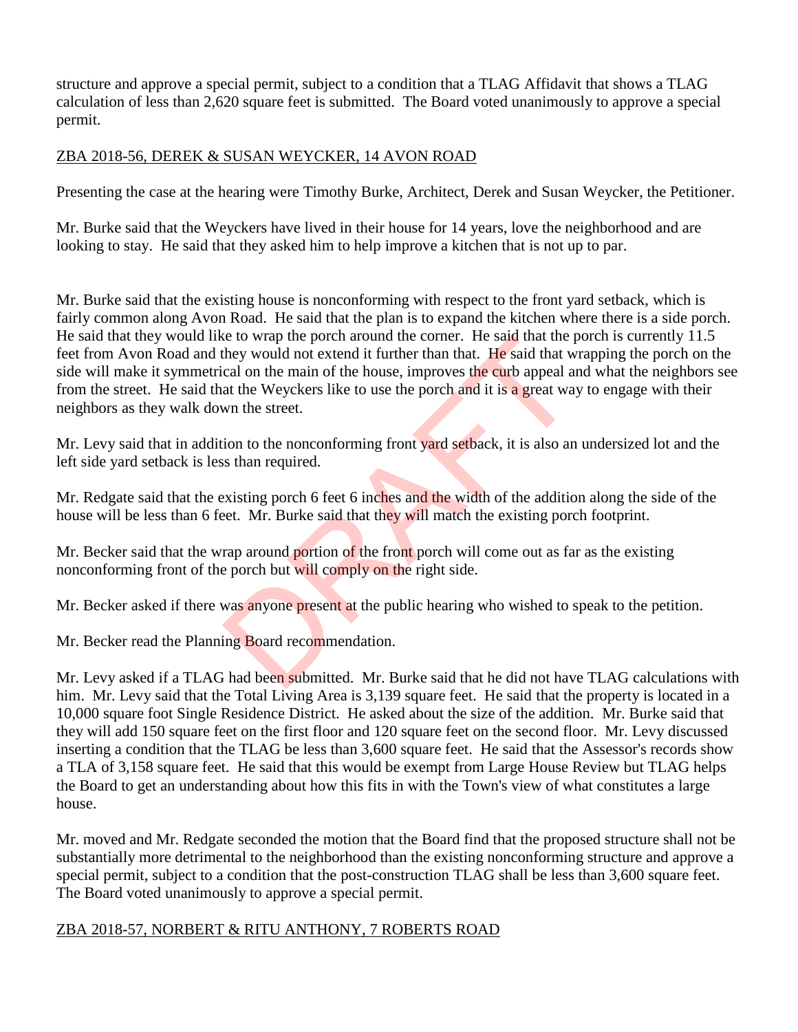structure and approve a special permit, subject to a condition that a TLAG Affidavit that shows a TLAG calculation of less than 2,620 square feet is submitted. The Board voted unanimously to approve a special permit.

ZBA 2018-56, DEREK & SUSAN WEYCKER, 14 AVON ROAD

Presenting the case at the hearing were Timothy Burke, Architect, Derek and Susan Weycker, the Petitioner.

Mr. Burke said that the Weyckers have lived in their house for 14 years, love the neighborhood and are looking to stay. He said that they asked him to help improve a kitchen that is not up to par.

Mr. Burke said that the existing house is nonconforming with respect to the front yard setback, which is fairly common along Avon Road. He said that the plan is to expand the kitchen where there is a side porch. He said that they would like to wrap the porch around the corner. He said that the porch is currently 11.5 feet from Avon Road and they would not extend it further than that. He said that wrapping the porch on the side will make it symmetrical on the main of the house, improves the curb appeal and what the neighbors see from the street. He said that the Weyckers like to use the porch and it is a great way to engage with their neighbors as they walk down the street.

Mr. Levy said that in addition to the nonconforming front yard setback, it is also an undersized lot and the left side yard setback is less than required.

Mr. Redgate said that the existing porch 6 feet 6 inches and the width of the addition along the side of the house will be less than 6 feet. Mr. Burke said that they will match the existing porch footprint.

Mr. Becker said that the wrap around portion of the front porch will come out as far as the existing nonconforming front of the porch but will comply on the right side.

Mr. Becker asked if there was anyone present at the public hearing who wished to speak to the petition.

Mr. Becker read the Planning Board recommendation.

Mr. Levy asked if a TLAG had been submitted. Mr. Burke said that he did not have TLAG calculations with him. Mr. Levy said that the Total Living Area is 3,139 square feet. He said that the property is located in a 10,000 square foot Single Residence District. He asked about the size of the addition. Mr. Burke said that they will add 150 square feet on the first floor and 120 square feet on the second floor. Mr. Levy discussed inserting a condition that the TLAG be less than 3,600 square feet. He said that the Assessor's records show a TLA of 3,158 square feet. He said that this would be exempt from Large House Review but TLAG helps the Board to get an understanding about how this fits in with the Town's view of what constitutes a large house.

Mr. moved and Mr. Redgate seconded the motion that the Board find that the proposed structure shall not be substantially more detrimental to the neighborhood than the existing nonconforming structure and approve a special permit, subject to a condition that the post-construction TLAG shall be less than 3,600 square feet. The Board voted unanimously to approve a special permit.

ZBA 2018-57, NORBERT & RITU ANTHONY, 7 ROBERTS ROAD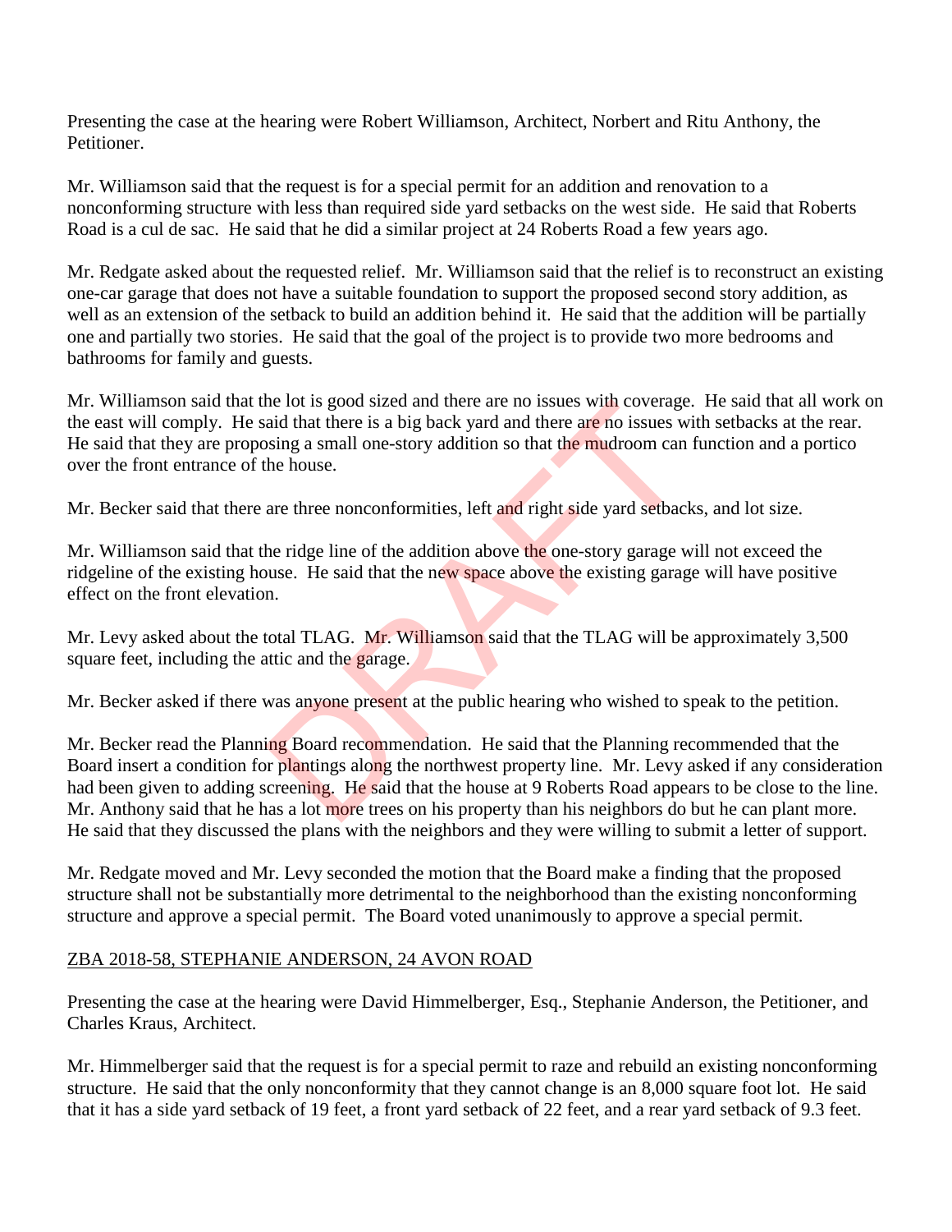Presenting the case at the hearing were Robert Williamson, Architect, Norbert and Ritu Anthony, the Petitioner.

Mr. Williamson said that the request is for a special permit for an addition and renovation to a nonconforming structure with less than required side yard setbacks on the west side. He said that Roberts Road is a cul de sac. He said that he did a similar project at 24 Roberts Road a few years ago.

Mr. Redgate asked about the requested relief. Mr. Williamson said that the relief is to reconstruct an existing one-car garage that does not have a suitable foundation to support the proposed second story addition, as well as an extension of the setback to build an addition behind it. He said that the addition will be partially one and partially two stories. He said that the goal of the project is to provide two more bedrooms and bathrooms for family and guests.

Mr. Williamson said that the lot is good sized and there are no issues with coverage. He said that all work on the east will comply. He said that there is a big back yard and there are no issues with setbacks at the rear. He said that they are proposing a small one-story addition so that the mudroom can function and a portico over the front entrance of the house.

Mr. Becker said that there are three nonconformities, left and right side yard setbacks, and lot size.

Mr. Williamson said that the ridge line of the addition above the one-story garage will not exceed the ridgeline of the existing house. He said that the new space above the existing garage will have positive effect on the front elevation.

Mr. Levy asked about the total TLAG. Mr. Williamson said that the TLAG will be approximately 3,500 square feet, including the attic and the garage.

Mr. Becker asked if there was anyone present at the public hearing who wished to speak to the petition.

Mr. Becker read the Planning Board recommendation. He said that the Planning recommended that the Board insert a condition for plantings along the northwest property line. Mr. Levy asked if any consideration had been given to adding screening. He said that the house at 9 Roberts Road appears to be close to the line. Mr. Anthony said that he has a lot more trees on his property than his neighbors do but he can plant more. He said that they discussed the plans with the neighbors and they were willing to submit a letter of support.

Mr. Redgate moved and Mr. Levy seconded the motion that the Board make a finding that the proposed structure shall not be substantially more detrimental to the neighborhood than the existing nonconforming structure and approve a special permit. The Board voted unanimously to approve a special permit.

ZBA 2018-58, STEPHANIE ANDERSON, 24 AVON ROAD

Presenting the case at the hearing were David Himmelberger, Esq., Stephanie Anderson, the Petitioner, and Charles Kraus, Architect.

Mr. Himmelberger said that the request is for a special permit to raze and rebuild an existing nonconforming structure. He said that the only nonconformity that they cannot change is an 8,000 square foot lot. He said that it has a side yard setback of 19 feet, a front yard setback of 22 feet, and a rear yard setback of 9.3 feet.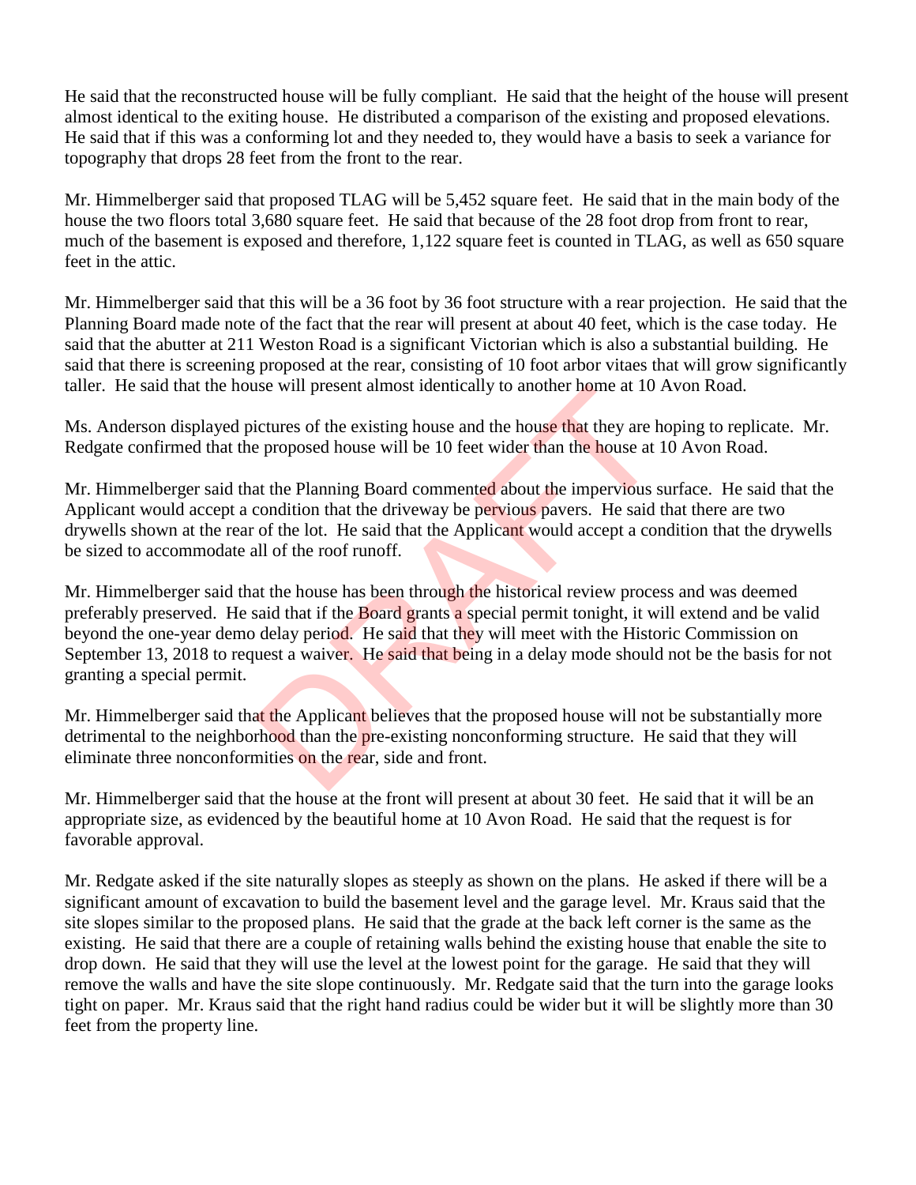He said that the reconstructed house will be fully compliant. He said that the height of the house will present almost identical to the exiting house. He distributed a comparison of the existing and proposed elevations. He said that if this was a conforming lot and they needed to, they would have a basis to seek a variance for topography that drops 28 feet from the front to the rear.

Mr. Himmelberger said that proposed TLAG will be 5,452 square feet. He said that in the main body of the house the two floors total 3,680 square feet. He said that because of the 28 foot drop from front to rear, much of the basement is exposed and therefore, 1,122 square feet is counted in TLAG, as well as 650 square feet in the attic.

Mr. Himmelberger said that this will be a 36 foot by 36 foot structure with a rear projection. He said that the Planning Board made note of the fact that the rear will present at about 40 feet, which is the case today. He said that the abutter at 211 Weston Road is a significant Victorian which is also a substantial building. He said that there is screening proposed at the rear, consisting of 10 foot arbor vitaes that will grow significantly taller. He said that the house will present almost identically to another home at 10 Avon Road.

Ms. Anderson displayed pictures of the existing house and the house that they are hoping to replicate. Mr. Redgate confirmed that the proposed house will be 10 feet wider than the house at 10 Avon Road.

Mr. Himmelberger said that the Planning Board commented about the impervious surface. He said that the Applicant would accept a condition that the driveway be pervious pavers. He said that there are two drywells shown at the rear of the lot. He said that the Applicant would accept a condition that the drywells be sized to accommodate all of the roof runoff.

Mr. Himmelberger said that the house has been through the historical review process and was deemed preferably preserved. He said that if the Board grants a special permit tonight, it will extend and be valid beyond the one-year demo delay period. He said that they will meet with the Historic Commission on September 13, 2018 to request a waiver. He said that being in a delay mode should not be the basis for not granting a special permit.

Mr. Himmelberger said that the Applicant believes that the proposed house will not be substantially more detrimental to the neighborhood than the pre-existing nonconforming structure. He said that they will eliminate three nonconformities on the rear, side and front.

Mr. Himmelberger said that the house at the front will present at about 30 feet. He said that it will be an appropriate size, as evidenced by the beautiful home at 10 Avon Road. He said that the request is for favorable approval.

Mr. Redgate asked if the site naturally slopes as steeply as shown on the plans. He asked if there will be a significant amount of excavation to build the basement level and the garage level. Mr. Kraus said that the site slopes similar to the proposed plans. He said that the grade at the back left corner is the same as the existing. He said that there are a couple of retaining walls behind the existing house that enable the site to drop down. He said that they will use the level at the lowest point for the garage. He said that they will remove the walls and have the site slope continuously. Mr. Redgate said that the turn into the garage looks tight on paper. Mr. Kraus said that the right hand radius could be wider but it will be slightly more than 30 feet from the property line.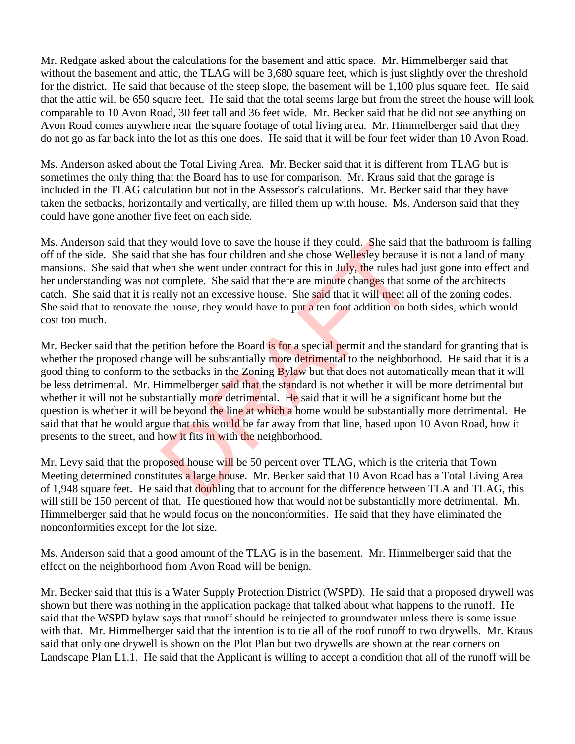Mr. Redgate asked about the calculations for the basement and attic space. Mr. Himmelberger said that without the basement and attic, the TLAG will be 3,680 square feet, which is just slightly over the threshold for the district. He said that because of the steep slope, the basement will be 1,100 plus square feet. He said that the attic will be 650 square feet. He said that the total seems large but from the street the house will look comparable to 10 Avon Road, 30 feet tall and 36 feet wide. Mr. Becker said that he did not see anything on Avon Road comes anywhere near the square footage of total living area. Mr. Himmelberger said that they do not go as far back into the lot as this one does. He said that it will be four feet wider than 10 Avon Road.

Ms. Anderson asked about the Total Living Area. Mr. Becker said that it is different from TLAG but is sometimes the only thing that the Board has to use for comparison. Mr. Kraus said that the garage is included in the TLAG calculation but not in the Assessor's calculations. Mr. Becker said that they have taken the setbacks, horizontally and vertically, are filled them up with house. Ms. Anderson said that they could have gone another five feet on each side.

Ms. Anderson said that they would love to save the house if they could. She said that the bathroom is falling off of the side. She said that she has four children and she chose Wellesley because it is not a land of many mansions. She said that when she went under contract for this in July, the rules had just gone into effect and her understanding was not complete. She said that there are minute changes that some of the architects catch. She said that it is really not an excessive house. She said that it will meet all of the zoning codes. She said that to renovate the house, they would have to put a ten foot addition on both sides, which would cost too much.

Mr. Becker said that the petition before the Board is for a special permit and the standard for granting that is whether the proposed change will be substantially more detrimental to the neighborhood. He said that it is a good thing to conform to the setbacks in the Zoning Bylaw but that does not automatically mean that it will be less detrimental. Mr. Himmelberger said that the standard is not whether it will be more detrimental but whether it will not be substantially more detrimental. He said that it will be a significant home but the question is whether it will be beyond the line at which a home would be substantially more detrimental. He said that that he would argue that this would be far away from that line, based upon 10 Avon Road, how it presents to the street, and how it fits in with the neighborhood.

Mr. Levy said that the proposed house will be 50 percent over TLAG, which is the criteria that Town Meeting determined constitutes a large house. Mr. Becker said that 10 Avon Road has a Total Living Area of 1,948 square feet. He said that doubling that to account for the difference between TLA and TLAG, this will still be 150 percent of that. He questioned how that would not be substantially more detrimental. Mr. Himmelberger said that he would focus on the nonconformities. He said that they have eliminated the nonconformities except for the lot size.

Ms. Anderson said that a good amount of the TLAG is in the basement. Mr. Himmelberger said that the effect on the neighborhood from Avon Road will be benign.

Mr. Becker said that this is a Water Supply Protection District (WSPD). He said that a proposed drywell was shown but there was nothing in the application package that talked about what happens to the runoff. He said that the WSPD bylaw says that runoff should be reinjected to groundwater unless there is some issue with that. Mr. Himmelberger said that the intention is to tie all of the roof runoff to two drywells. Mr. Kraus said that only one drywell is shown on the Plot Plan but two drywells are shown at the rear corners on Landscape Plan L1.1. He said that the Applicant is willing to accept a condition that all of the runoff will be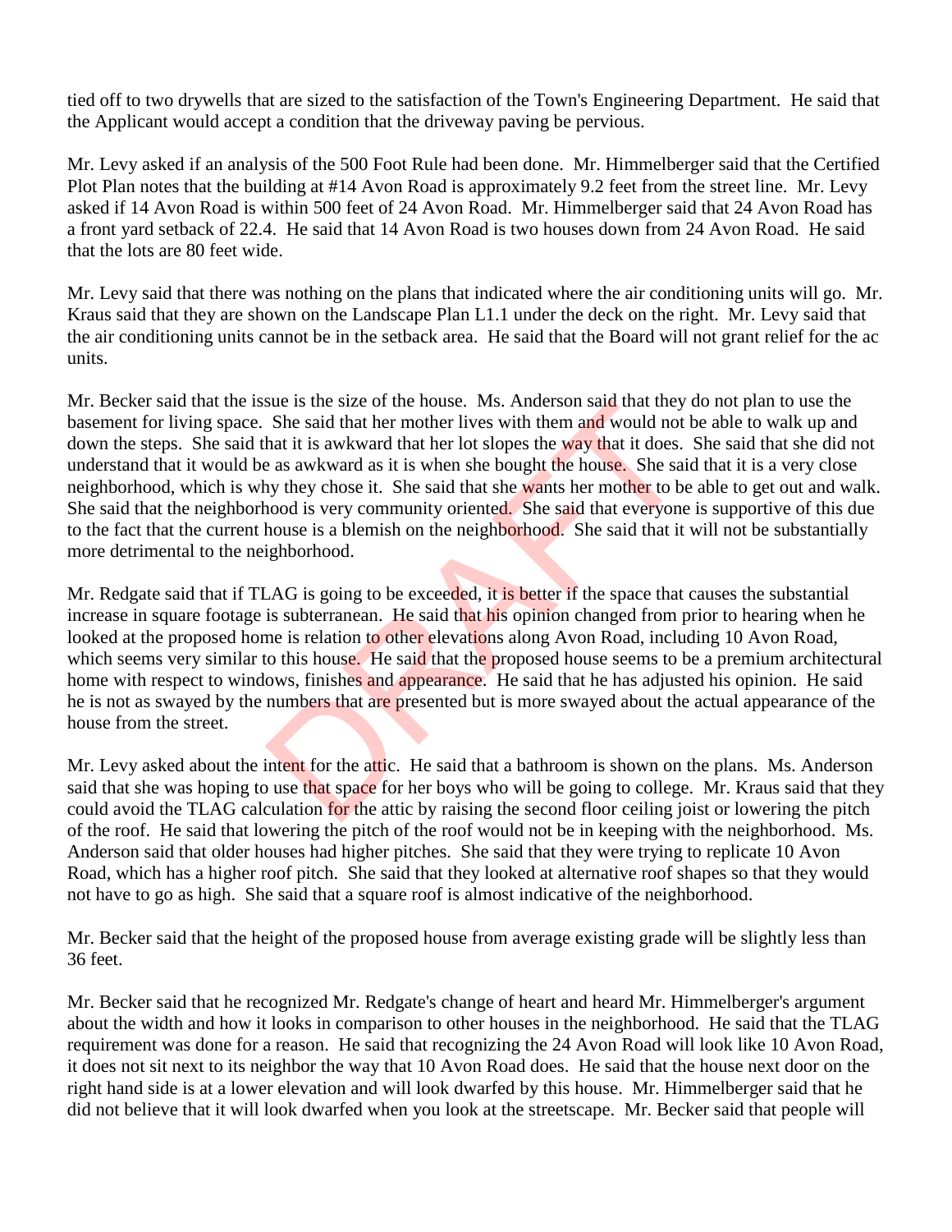tied off to two drywells that are sized to the satisfaction of the Town's Engineering Department. He said that the Applicant would accept a condition that the driveway paving be pervious.

Mr. Levy asked if an analysis of the 500 Foot Rule had been done. Mr. Himmelberger said that the Certified Plot Plan notes that the building at #14 Avon Road is approximately 9.2 feet from the street line. Mr. Levy asked if 14 Avon Road is within 500 feet of 24 Avon Road. Mr. Himmelberger said that 24 Avon Road has a front yard setback of 22.4. He said that 14 Avon Road is two houses down from 24 Avon Road. He said that the lots are 80 feet wide.

Mr. Levy said that there was nothing on the plans that indicated where the air conditioning units will go. Mr. Kraus said that they are shown on the Landscape Plan L1.1 under the deck on the right. Mr. Levy said that the air conditioning units cannot be in the setback area. He said that the Board will not grant relief for the ac units.

Mr. Becker said that the issue is the size of the house. Ms. Anderson said that they do not plan to use the basement for living space. She said that her mother lives with them and would not be able to walk up and down the steps. She said that it is awkward that her lot slopes the way that it does. She said that she did not understand that it would be as awkward as it is when she bought the house. She said that it is a very close neighborhood, which is why they chose it. She said that she wants her mother to be able to get out and walk. She said that the neighborhood is very community oriented. She said that everyone is supportive of this due to the fact that the current house is a blemish on the neighborhood. She said that it will not be substantially more detrimental to the neighborhood.

Mr. Redgate said that if TLAG is going to be exceeded, it is better if the space that causes the substantial increase in square footage is subterranean. He said that his opinion changed from prior to hearing when he looked at the proposed home is relation to other elevations along Avon Road, including 10 Avon Road, which seems very similar to this house. He said that the proposed house seems to be a premium architectural home with respect to windows, finishes and appearance. He said that he has adjusted his opinion. He said he is not as swayed by the numbers that are presented but is more swayed about the actual appearance of the house from the street.

Mr. Levy asked about the intent for the attic. He said that a bathroom is shown on the plans. Ms. Anderson said that she was hoping to use that space for her boys who will be going to college. Mr. Kraus said that they could avoid the TLAG calculation for the attic by raising the second floor ceiling joist or lowering the pitch of the roof. He said that lowering the pitch of the roof would not be in keeping with the neighborhood. Ms. Anderson said that older houses had higher pitches. She said that they were trying to replicate 10 Avon Road, which has a higher roof pitch. She said that they looked at alternative roof shapes so that they would not have to go as high. She said that a square roof is almost indicative of the neighborhood.

Mr. Becker said that the height of the proposed house from average existing grade will be slightly less than 36 feet.

Mr. Becker said that he recognized Mr. Redgate's change of heart and heard Mr. Himmelberger's argument about the width and how it looks in comparison to other houses in the neighborhood. He said that the TLAG requirement was done for a reason. He said that recognizing the 24 Avon Road will look like 10 Avon Road, it does not sit next to its neighbor the way that 10 Avon Road does. He said that the house next door on the right hand side is at a lower elevation and will look dwarfed by this house. Mr. Himmelberger said that he did not believe that it will look dwarfed when you look at the streetscape. Mr. Becker said that people will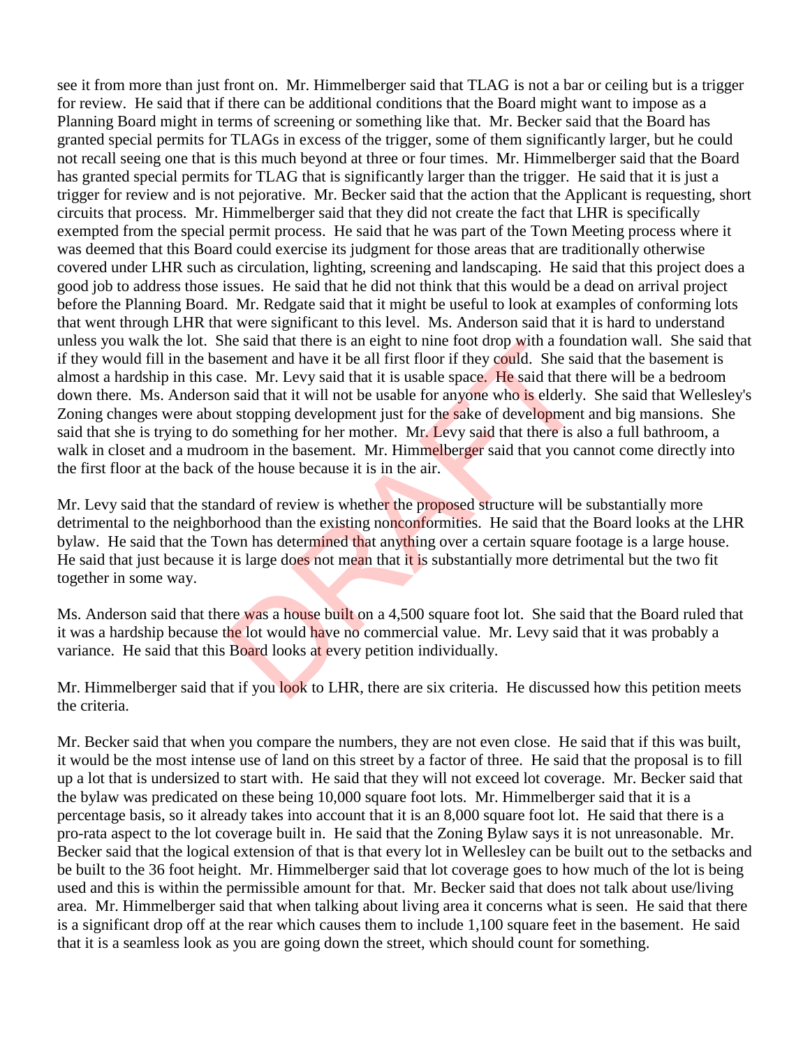see it from more than just front on. Mr. Himmelberger said that TLAG is not a bar or ceiling but is a trigger for review. He said that if there can be additional conditions that the Board might want to impose as a Planning Board might in terms of screening or something like that. Mr. Becker said that the Board has granted special permits for TLAGs in excess of the trigger, some of them significantly larger, but he could not recall seeing one that is this much beyond at three or four times. Mr. Himmelberger said that the Board has granted special permits for TLAG that is significantly larger than the trigger. He said that it is just a trigger for review and is not pejorative. Mr. Becker said that the action that the Applicant is requesting, short circuits that process. Mr. Himmelberger said that they did not create the fact that LHR is specifically exempted from the special permit process. He said that he was part of the Town Meeting process where it was deemed that this Board could exercise its judgment for those areas that are traditionally otherwise covered under LHR such as circulation, lighting, screening and landscaping. He said that this project does a good job to address those issues. He said that he did not think that this would be a dead on arrival project before the Planning Board. Mr. Redgate said that it might be useful to look at examples of conforming lots that went through LHR that were significant to this level. Ms. Anderson said that it is hard to understand unless you walk the lot. She said that there is an eight to nine foot drop with a foundation wall. She said that if they would fill in the basement and have it be all first floor if they could. She said that the basement is almost a hardship in this case. Mr. Levy said that it is usable space. He said that there will be a bedroom down there. Ms. Anderson said that it will not be usable for anyone who is elderly. She said that Wellesley's Zoning changes were about stopping development just for the sake of development and big mansions. She said that she is trying to do something for her mother. Mr. Levy said that there is also a full bathroom, a walk in closet and a mudroom in the basement. Mr. Himmelberger said that you cannot come directly into the first floor at the back of the house because it is in the air.

Mr. Levy said that the standard of review is whether the proposed structure will be substantially more detrimental to the neighborhood than the existing nonconformities. He said that the Board looks at the LHR bylaw. He said that the Town has determined that anything over a certain square footage is a large house. He said that just because it is large does not mean that it is substantially more detrimental but the two fit together in some way.

Ms. Anderson said that there was a house built on a 4,500 square foot lot. She said that the Board ruled that it was a hardship because the lot would have no commercial value. Mr. Levy said that it was probably a variance. He said that this Board looks at every petition individually.

Mr. Himmelberger said that if you look to LHR, there are six criteria. He discussed how this petition meets the criteria.

Mr. Becker said that when you compare the numbers, they are not even close. He said that if this was built, it would be the most intense use of land on this street by a factor of three. He said that the proposal is to fill up a lot that is undersized to start with. He said that they will not exceed lot coverage. Mr. Becker said that the bylaw was predicated on these being 10,000 square foot lots. Mr. Himmelberger said that it is a percentage basis, so it already takes into account that it is an 8,000 square foot lot. He said that there is a pro-rata aspect to the lot coverage built in. He said that the Zoning Bylaw says it is not unreasonable. Mr. Becker said that the logical extension of that is that every lot in Wellesley can be built out to the setbacks and be built to the 36 foot height. Mr. Himmelberger said that lot coverage goes to how much of the lot is being used and this is within the permissible amount for that. Mr. Becker said that does not talk about use/living area. Mr. Himmelberger said that when talking about living area it concerns what is seen. He said that there is a significant drop off at the rear which causes them to include 1,100 square feet in the basement. He said that it is a seamless look as you are going down the street, which should count for something.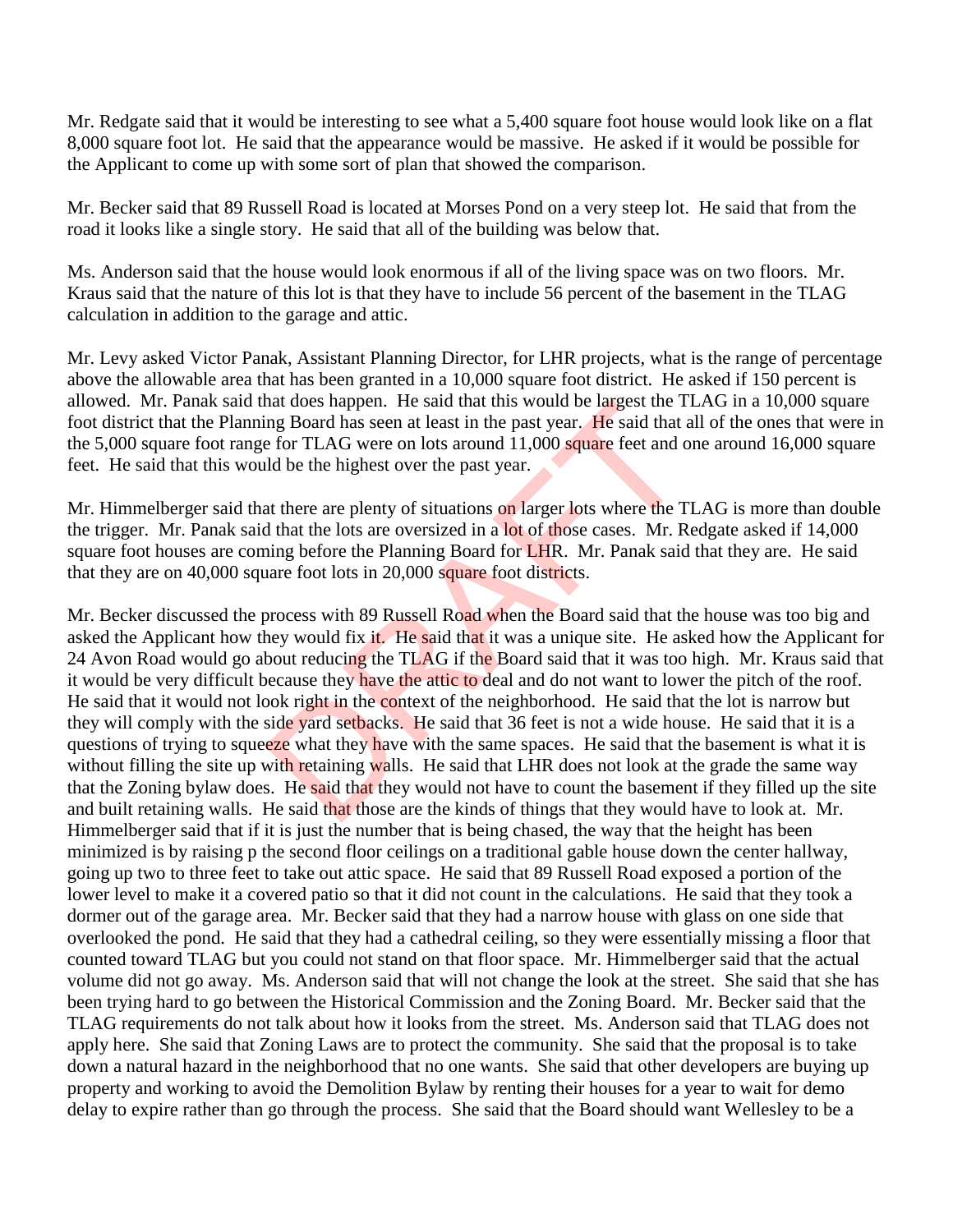Mr. Redgate said that it would be interesting to see what a 5,400 square foot house would look like on a flat 8,000 square foot lot. He said that the appearance would be massive. He asked if it would be possible for the Applicant to come up with some sort of plan that showed the comparison.

Mr. Becker said that 89 Russell Road is located at Morses Pond on a very steep lot. He said that from the road it looks like a single story. He said that all of the building was below that.

Ms. Anderson said that the house would look enormous if all of the living space was on two floors. Mr. Kraus said that the nature of this lot is that they have to include 56 percent of the basement in the TLAG calculation in addition to the garage and attic.

Mr. Levy asked Victor Panak, Assistant Planning Director, for LHR projects, what is the range of percentage above the allowable area that has been granted in a 10,000 square foot district. He asked if 150 percent is allowed. Mr. Panak said that does happen. He said that this would be largest the TLAG in a 10,000 square foot district that the Planning Board has seen at least in the past year. He said that all of the ones that were in the 5,000 square foot range for TLAG were on lots around 11,000 square feet and one around 16,000 square feet. He said that this would be the highest over the past year.

Mr. Himmelberger said that there are plenty of situations on larger lots where the TLAG is more than double the trigger. Mr. Panak said that the lots are oversized in a lot of those cases. Mr. Redgate asked if 14,000 square foot houses are coming before the Planning Board for LHR. Mr. Panak said that they are. He said that they are on 40,000 square foot lots in 20,000 square foot districts.

Mr. Becker discussed the process with 89 Russell Road when the Board said that the house was too big and asked the Applicant how they would fix it. He said that it was a unique site. He asked how the Applicant for 24 Avon Road would go about reducing the TLAG if the Board said that it was too high. Mr. Kraus said that it would be very difficult because they have the attic to deal and do not want to lower the pitch of the roof. He said that it would not look right in the context of the neighborhood. He said that the lot is narrow but they will comply with the side yard setbacks. He said that 36 feet is not a wide house. He said that it is a questions of trying to squeeze what they have with the same spaces. He said that the basement is what it is without filling the site up with retaining walls. He said that LHR does not look at the grade the same way that the Zoning bylaw does. He said that they would not have to count the basement if they filled up the site and built retaining walls. He said that those are the kinds of things that they would have to look at. Mr. Himmelberger said that if it is just the number that is being chased, the way that the height has been minimized is by raising p the second floor ceilings on a traditional gable house down the center hallway, going up two to three feet to take out attic space. He said that 89 Russell Road exposed a portion of the lower level to make it a covered patio so that it did not count in the calculations. He said that they took a dormer out of the garage area. Mr. Becker said that they had a narrow house with glass on one side that overlooked the pond. He said that they had a cathedral ceiling, so they were essentially missing a floor that counted toward TLAG but you could not stand on that floor space. Mr. Himmelberger said that the actual volume did not go away. Ms. Anderson said that will not change the look at the street. She said that she has been trying hard to go between the Historical Commission and the Zoning Board. Mr. Becker said that the TLAG requirements do not talk about how it looks from the street. Ms. Anderson said that TLAG does not apply here. She said that Zoning Laws are to protect the community. She said that the proposal is to take down a natural hazard in the neighborhood that no one wants. She said that other developers are buying up property and working to avoid the Demolition Bylaw by renting their houses for a year to wait for demo delay to expire rather than go through the process. She said that the Board should want Wellesley to be a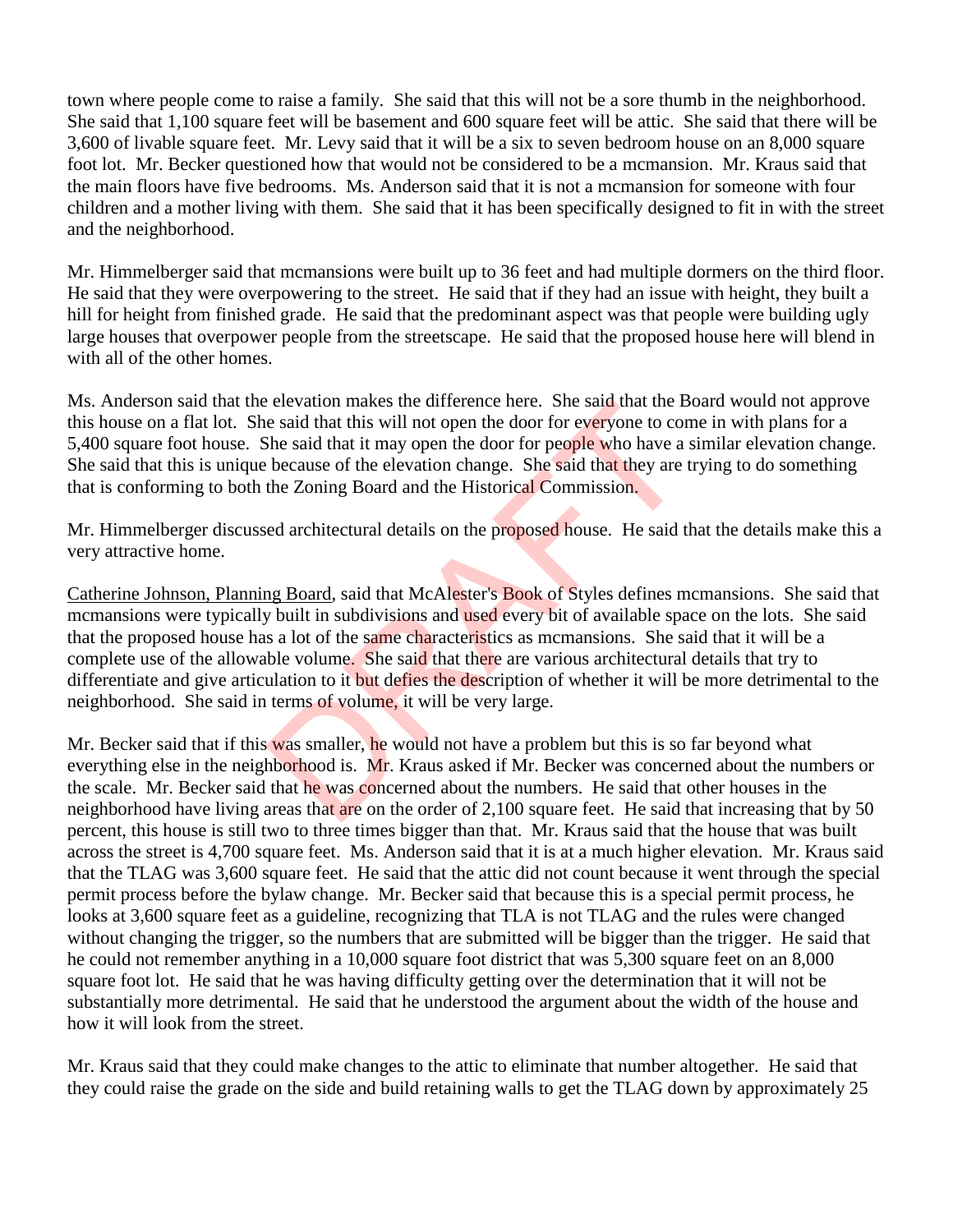town where people come to raise a family. She said that this will not be a sore thumb in the neighborhood. She said that 1,100 square feet will be basement and 600 square feet will be attic. She said that there will be 3,600 of livable square feet. Mr. Levy said that it will be a six to seven bedroom house on an 8,000 square foot lot. Mr. Becker questioned how that would not be considered to be a mcmansion. Mr. Kraus said that the main floors have five bedrooms. Ms. Anderson said that it is not a mcmansion for someone with four children and a mother living with them. She said that it has been specifically designed to fit in with the street and the neighborhood.

Mr. Himmelberger said that mcmansions were built up to 36 feet and had multiple dormers on the third floor. He said that they were overpowering to the street. He said that if they had an issue with height, they built a hill for height from finished grade. He said that the predominant aspect was that people were building ugly large houses that overpower people from the streetscape. He said that the proposed house here will blend in with all of the other homes.

Ms. Anderson said that the elevation makes the difference here. She said that the Board would not approve this house on a flat lot. She said that this will not open the door for everyone to come in with plans for a 5,400 square foot house. She said that it may open the door for people who have a similar elevation change. She said that this is unique because of the elevation change. She said that they are trying to do something that is conforming to both the Zoning Board and the Historical Commission.

Mr. Himmelberger discussed architectural details on the proposed house. He said that the details make this a very attractive home.

Catherine Johnson, Planning Board, said that McAlester's Book of Styles defines mcmansions. She said that mcmansions were typically built in subdivisions and used every bit of available space on the lots. She said that the proposed house has a lot of the same characteristics as mcmansions. She said that it will be a complete use of the allowable volume. She said that there are various architectural details that try to differentiate and give articulation to it but defies the description of whether it will be more detrimental to the neighborhood. She said in terms of volume, it will be very large.

Mr. Becker said that if this was smaller, he would not have a problem but this is so far beyond what everything else in the neighborhood is. Mr. Kraus asked if Mr. Becker was concerned about the numbers or the scale. Mr. Becker said that he was concerned about the numbers. He said that other houses in the neighborhood have living areas that are on the order of 2,100 square feet. He said that increasing that by 50 percent, this house is still two to three times bigger than that. Mr. Kraus said that the house that was built across the street is 4,700 square feet. Ms. Anderson said that it is at a much higher elevation. Mr. Kraus said that the TLAG was 3,600 square feet. He said that the attic did not count because it went through the special permit process before the bylaw change. Mr. Becker said that because this is a special permit process, he looks at 3,600 square feet as a guideline, recognizing that TLA is not TLAG and the rules were changed without changing the trigger, so the numbers that are submitted will be bigger than the trigger. He said that he could not remember anything in a 10,000 square foot district that was 5,300 square feet on an 8,000 square foot lot. He said that he was having difficulty getting over the determination that it will not be substantially more detrimental. He said that he understood the argument about the width of the house and how it will look from the street.

Mr. Kraus said that they could make changes to the attic to eliminate that number altogether. He said that they could raise the grade on the side and build retaining walls to get the TLAG down by approximately 25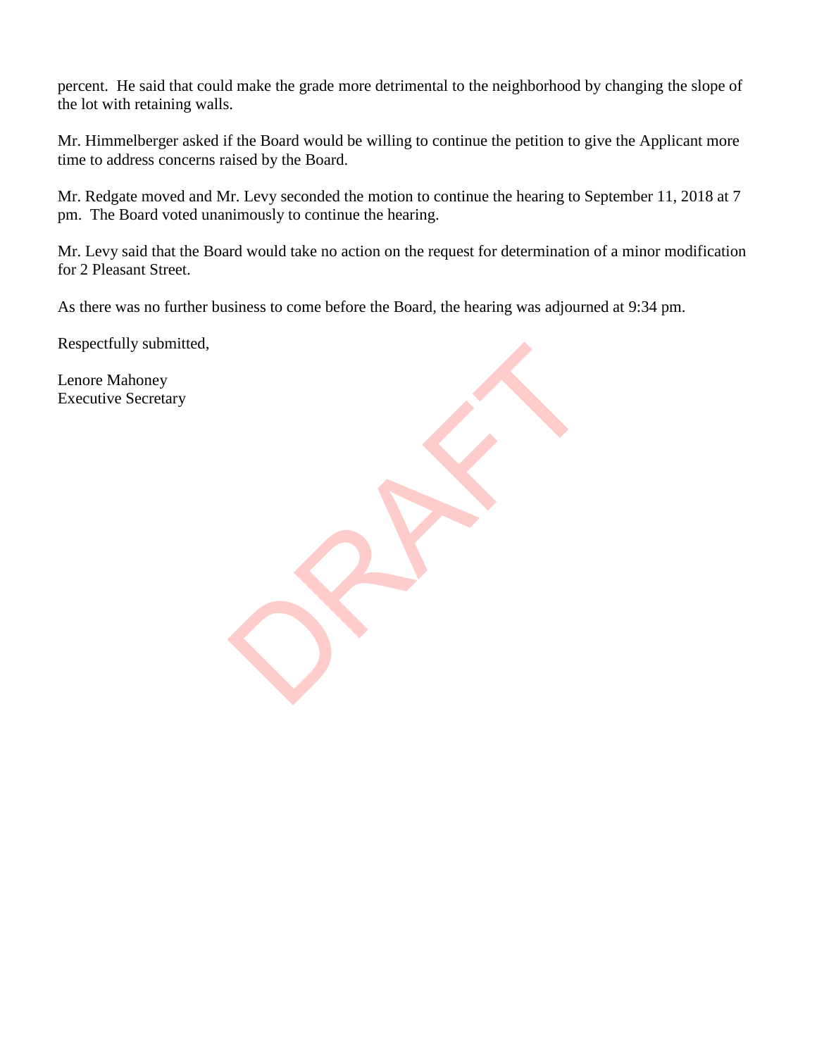percent. He said that could make the grade more detrimental to the neighborhood by changing the slope of the lot with retaining walls.

Mr. Himmelberger asked if the Board would be willing to continue the petition to give the Applicant more time to address concerns raised by the Board.

Mr. Redgate moved and Mr. Levy seconded the motion to continue the hearing to September 11, 2018 at 7 pm. The Board voted unanimously to continue the hearing.

Mr. Levy said that the Board would take no action on the request for determination of a minor modification for 2 Pleasant Street.

As there was no further business to come before the Board, the hearing was adjourned at 9:34 pm.

Respectfully submitted,

Lenore Mahoney
Executive Secretary

DRAFT